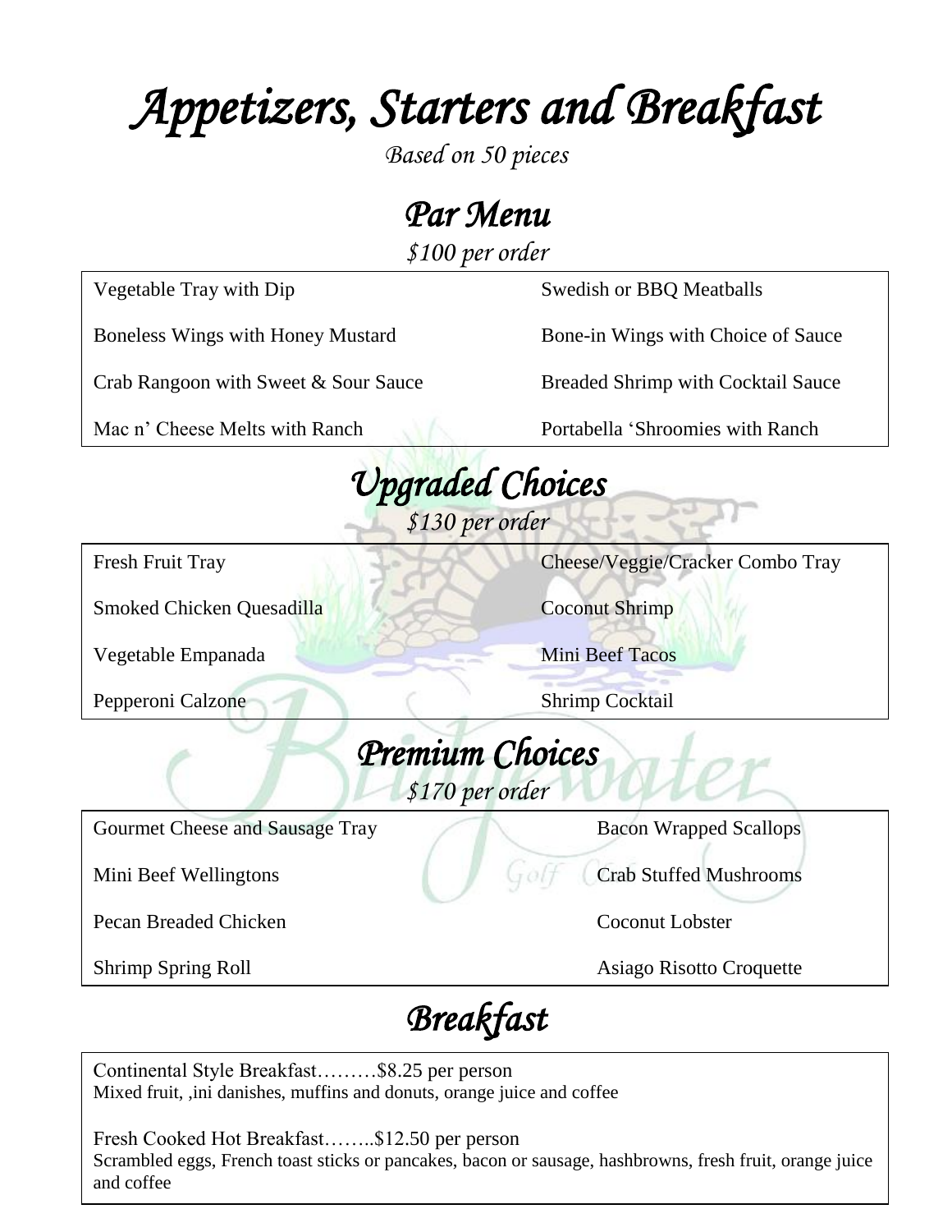# *Appetizers, Starters and Breakfast*

*Based on 50 pieces*

## *Par Menu*

*$100 per order*

| | |
|---|---|
| Vegetable Tray with Dip | Swedish or BBQ Meatballs |
| Boneless Wings with Honey Mustard | Bone-in Wings with Choice of Sauce |
| Crab Rangoon with Sweet & Sour Sauce | Breaded Shrimp with Cocktail Sauce |
| Mac n' Cheese Melts with Ranch | Portabella 'Shroomies with Ranch |

## *Upgraded Choices*

*$130 per order*

| | |
|---|---|
| Fresh Fruit Tray | Cheese/Veggie/Cracker Combo Tray |
| Smoked Chicken Quesadilla | Coconut Shrimp |
| Vegetable Empanada | Mini Beef Tacos |
| Pepperoni Calzone | Shrimp Cocktail |

## *Premium Choices*

*$170 per order*

| | |
|---|---|
| Gourmet Cheese and Sausage Tray | Bacon Wrapped Scallops |
| Mini Beef Wellingtons | Crab Stuffed Mushrooms |
| Pecan Breaded Chicken | Coconut Lobster |
| Shrimp Spring Roll | Asiago Risotto Croquette |

## *Breakfast*

Continental Style Breakfast………$8.25 per person
Mixed fruit, ,ini danishes, muffins and donuts, orange juice and coffee

Fresh Cooked Hot Breakfast……..$12.50 per person
Scrambled eggs, French toast sticks or pancakes, bacon or sausage, hashbrowns, fresh fruit, orange juice and coffee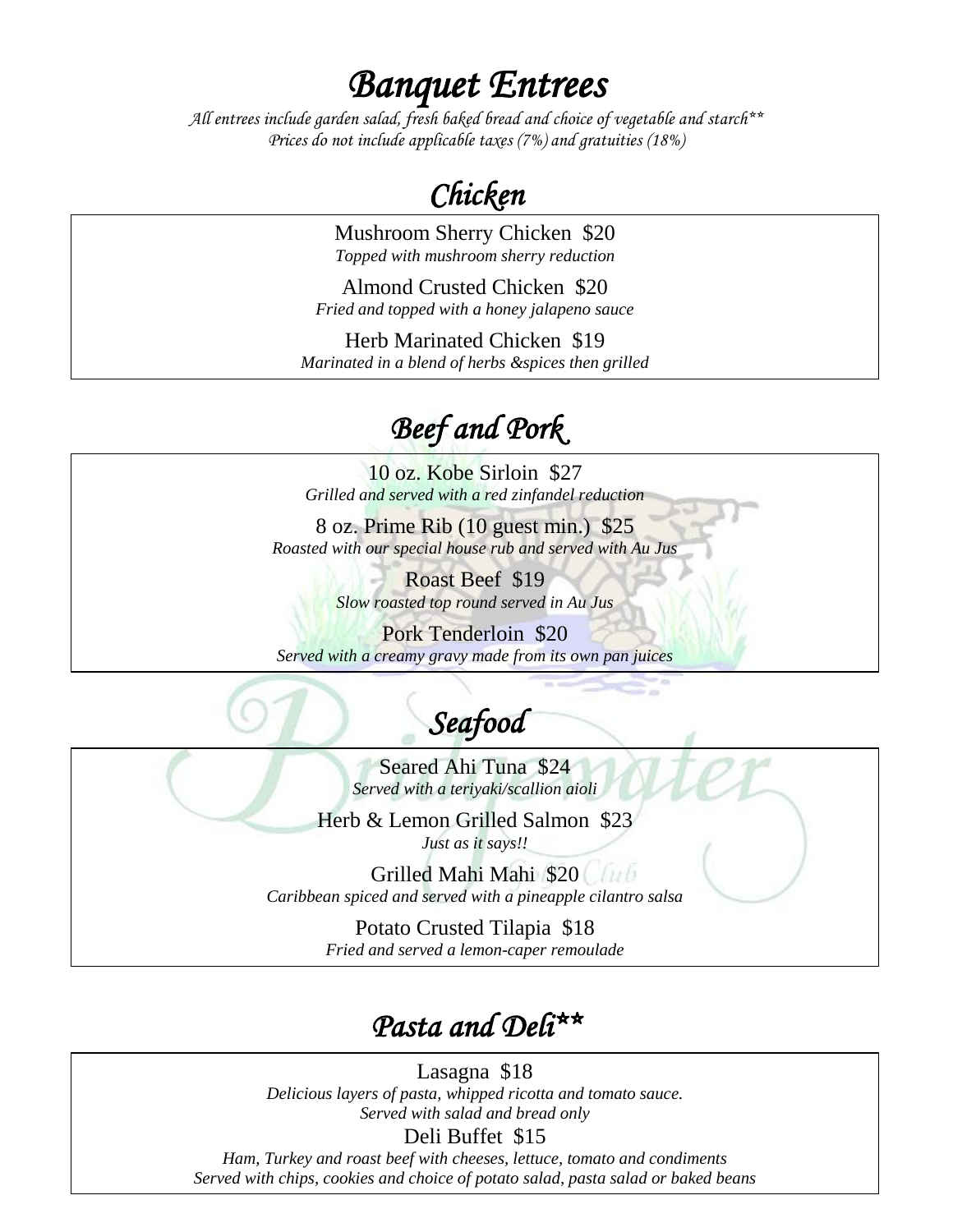# *Banquet Entrees*

*All entrees include garden salad, fresh baked bread and choice of vegetable and starch***
*Prices do not include applicable taxes (7%) and gratuities (18%)*

## *Chicken*

Mushroom Sherry Chicken $20
*Topped with mushroom sherry reduction*

Almond Crusted Chicken $20
*Fried and topped with a honey jalapeno sauce*

Herb Marinated Chicken $19
*Marinated in a blend of herbs &spices then grilled*

## *Beef and Pork*

10 oz. Kobe Sirloin $27
*Grilled and served with a red zinfandel reduction*

8 oz. Prime Rib (10 guest min.) $25
*Roasted with our special house rub and served with Au Jus*

Roast Beef $19
*Slow roasted top round served in Au Jus*

Pork Tenderloin $20
*Served with a creamy gravy made from its own pan juices*

## *Seafood*

Seared Ahi Tuna $24
*Served with a teriyaki/scallion aioli*

Herb & Lemon Grilled Salmon $23
*Just as it says!!*

Grilled Mahi Mahi $20
*Caribbean spiced and served with a pineapple cilantro salsa*

Potato Crusted Tilapia $18
*Fried and served a lemon-caper remoulade*

## *Pasta and Deli***

Lasagna $18
*Delicious layers of pasta, whipped ricotta and tomato sauce.*
*Served with salad and bread only*

Deli Buffet $15
*Ham, Turkey and roast beef with cheeses, lettuce, tomato and condiments*
*Served with chips, cookies and choice of potato salad, pasta salad or baked beans*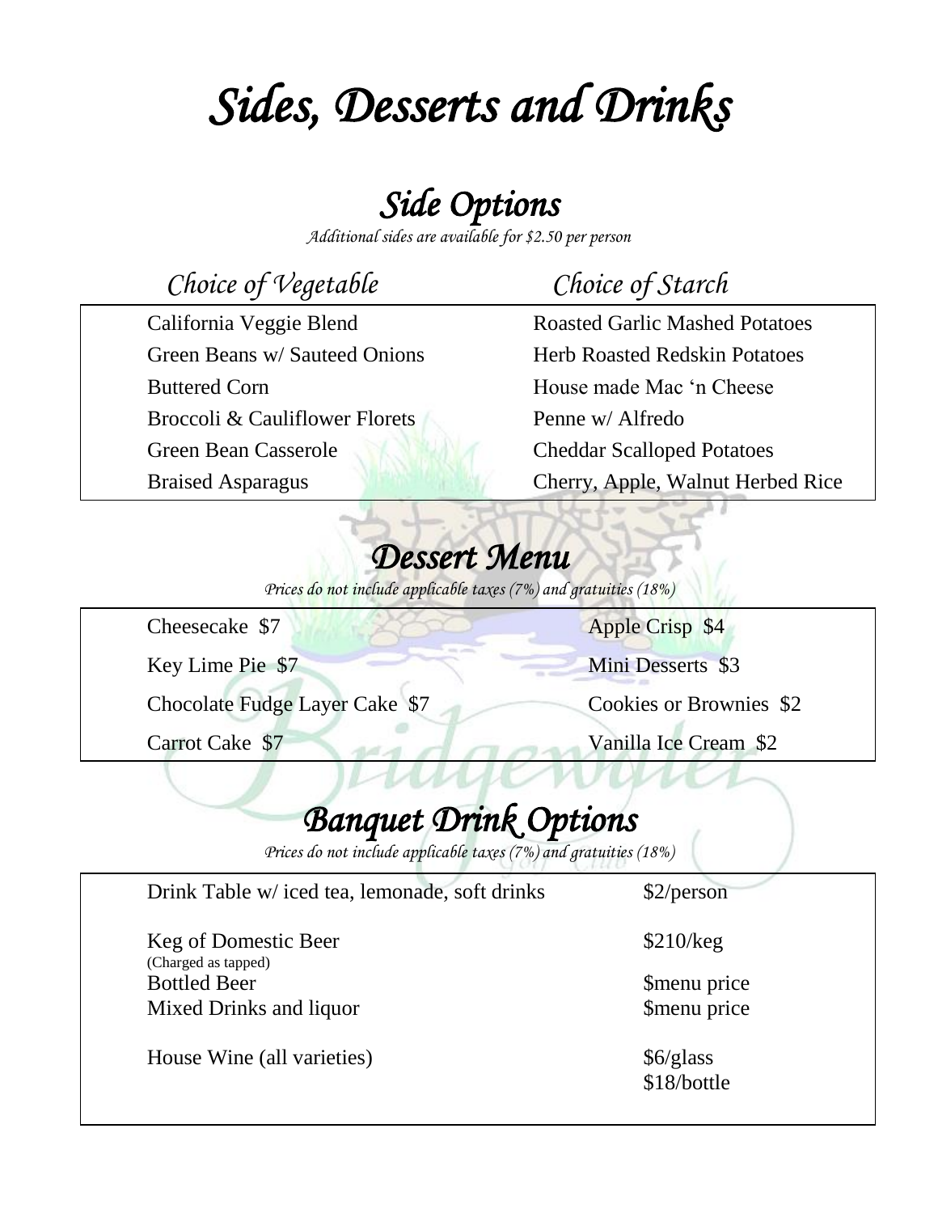# Sides, Desserts and Drinks

## Side Options

*Additional sides are available for $2.50 per person*

| Choice of Vegetable | Choice of Starch |
| --- | --- |
| California Veggie Blend | Roasted Garlic Mashed Potatoes |
| Green Beans w/ Sauteed Onions | Herb Roasted Redskin Potatoes |
| Buttered Corn | House made Mac 'n Cheese |
| Broccoli & Cauliflower Florets | Penne w/ Alfredo |
| Green Bean Casserole | Cheddar Scalloped Potatoes |
| Braised Asparagus | Cherry, Apple, Walnut Herbed Rice |

## Dessert Menu

*Prices do not include applicable taxes (7%) and gratuities (18%)*

| | |
| --- | --- |
| Cheesecake $7 | Apple Crisp $4 |
| Key Lime Pie $7 | Mini Desserts $3 |
| Chocolate Fudge Layer Cake $7 | Cookies or Brownies $2 |
| Carrot Cake $7 | Vanilla Ice Cream $2 |

## Banquet Drink Options

*Prices do not include applicable taxes (7%) and gratuities (18%)*

| | |
| --- | --- |
| Drink Table w/ iced tea, lemonade, soft drinks | $2/person |
| Keg of Domestic Beer (Charged as tapped) | $210/keg |
| Bottled Beer | $menu price |
| Mixed Drinks and liquor | $menu price |
| House Wine (all varieties) | $6/glass<br>$18/bottle |